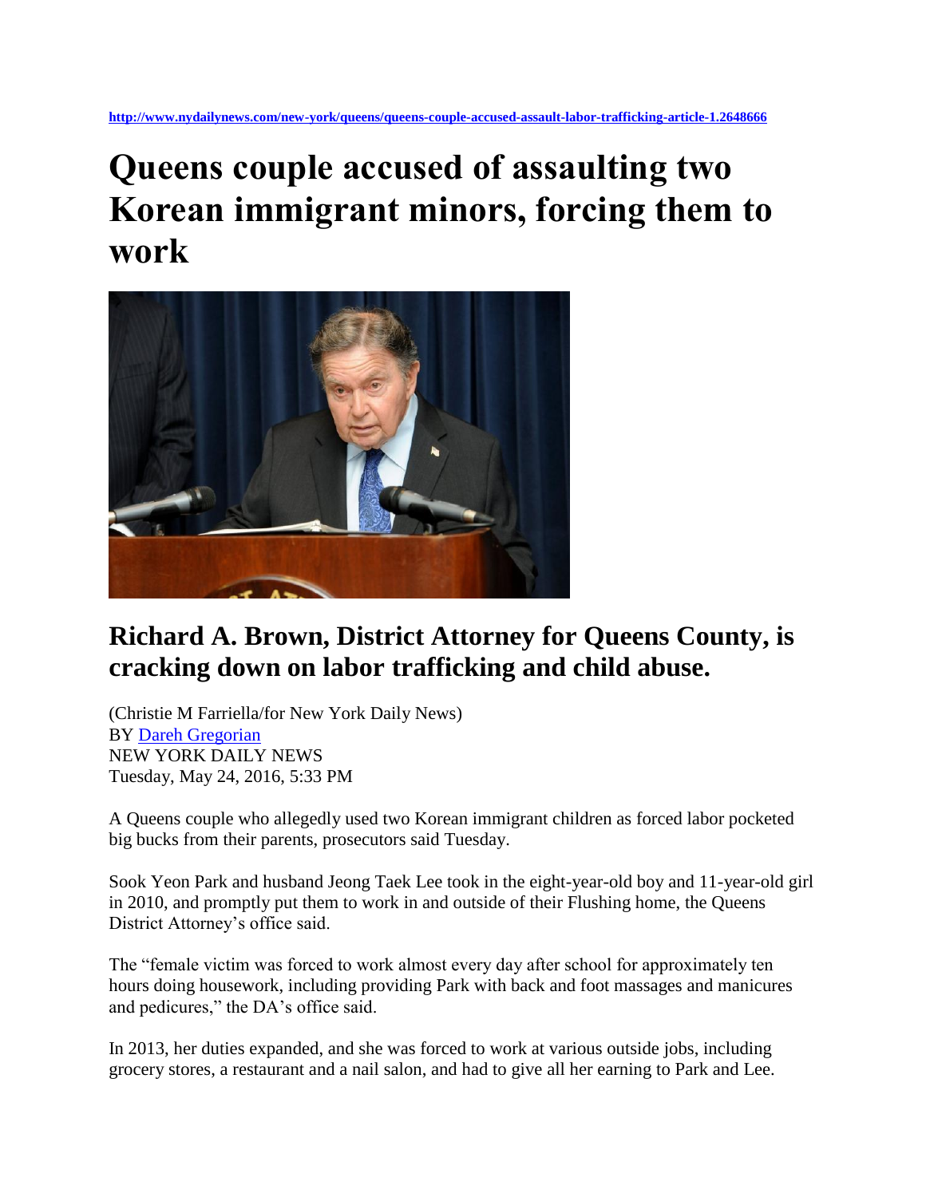http://www.nydailynews.com/new-york/queens/queens-couple-accused-assault-labor-trafficking-article-1.2648666

# Queens couple accused of assaulting two Korean immigrant minors, forcing them to work

## Richard A. Brown, District Attorney for Queens County, is cracking down on labor trafficking and child abuse.

(Christie M Farriella/for New York Daily News)
BY Dareh Gregorian
NEW YORK DAILY NEWS
Tuesday, May 24, 2016, 5:33 PM

A Queens couple who allegedly used two Korean immigrant children as forced labor pocketed big bucks from their parents, prosecutors said Tuesday.

Sook Yeon Park and husband Jeong Taek Lee took in the eight-year-old boy and 11-year-old girl in 2010, and promptly put them to work in and outside of their Flushing home, the Queens District Attorney's office said.

The "female victim was forced to work almost every day after school for approximately ten hours doing housework, including providing Park with back and foot massages and manicures and pedicures," the DA's office said.

In 2013, her duties expanded, and she was forced to work at various outside jobs, including grocery stores, a restaurant and a nail salon, and had to give all her earning to Park and Lee.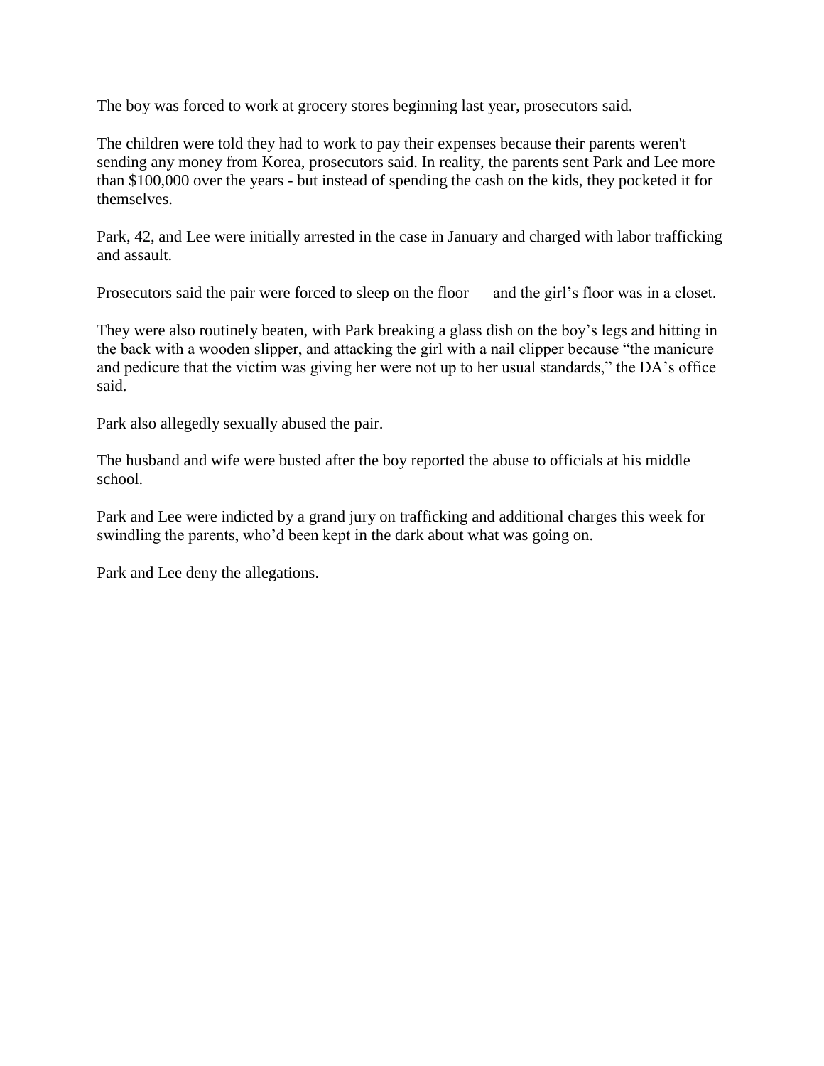The boy was forced to work at grocery stores beginning last year, prosecutors said.

The children were told they had to work to pay their expenses because their parents weren't sending any money from Korea, prosecutors said. In reality, the parents sent Park and Lee more than $100,000 over the years - but instead of spending the cash on the kids, they pocketed it for themselves.

Park, 42, and Lee were initially arrested in the case in January and charged with labor trafficking and assault.

Prosecutors said the pair were forced to sleep on the floor — and the girl's floor was in a closet.

They were also routinely beaten, with Park breaking a glass dish on the boy's legs and hitting in the back with a wooden slipper, and attacking the girl with a nail clipper because "the manicure and pedicure that the victim was giving her were not up to her usual standards," the DA's office said.

Park also allegedly sexually abused the pair.

The husband and wife were busted after the boy reported the abuse to officials at his middle school.

Park and Lee were indicted by a grand jury on trafficking and additional charges this week for swindling the parents, who'd been kept in the dark about what was going on.

Park and Lee deny the allegations.